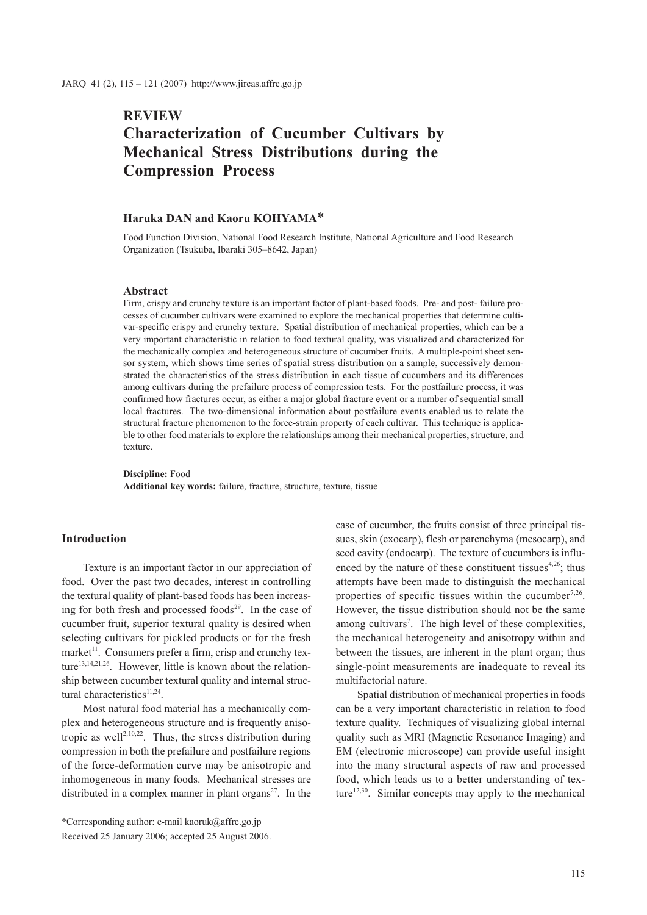**REVIEW**

# Characterization of Cucumber Cultivars by Mechanical Stress Distributions during the Compression Process

**Haruka DAN and Kaoru KOHYAMA***

Food Function Division, National Food Research Institute, National Agriculture and Food Research Organization (Tsukuba, Ibaraki 305–8642, Japan)

## Abstract

Firm, crispy and crunchy texture is an important factor of plant-based foods. Pre- and post- failure processes of cucumber cultivars were examined to explore the mechanical properties that determine cultivar-specific crispy and crunchy texture. Spatial distribution of mechanical properties, which can be a very important characteristic in relation to food textural quality, was visualized and characterized for the mechanically complex and heterogeneous structure of cucumber fruits. A multiple-point sheet sensor system, which shows time series of spatial stress distribution on a sample, successively demonstrated the characteristics of the stress distribution in each tissue of cucumbers and its differences among cultivars during the prefailure process of compression tests. For the postfailure process, it was confirmed how fractures occur, as either a major global fracture event or a number of sequential small local fractures. The two-dimensional information about postfailure events enabled us to relate the structural fracture phenomenon to the force-strain property of each cultivar. This technique is applicable to other food materials to explore the relationships among their mechanical properties, structure, and texture.

**Discipline:** Food
**Additional key words:** failure, fracture, structure, texture, tissue

## Introduction

Texture is an important factor in our appreciation of food. Over the past two decades, interest in controlling the textural quality of plant-based foods has been increasing for both fresh and processed foods[29]. In the case of cucumber fruit, superior textural quality is desired when selecting cultivars for pickled products or for the fresh market[11]. Consumers prefer a firm, crisp and crunchy texture[13,14,21,26]. However, little is known about the relationship between cucumber textural quality and internal structural characteristics[11,24].

Most natural food material has a mechanically complex and heterogeneous structure and is frequently anisotropic as well[2,10,22]. Thus, the stress distribution during compression in both the prefailure and postfailure regions of the force-deformation curve may be anisotropic and inhomogeneous in many foods. Mechanical stresses are distributed in a complex manner in plant organs[27]. In the case of cucumber, the fruits consist of three principal tissues, skin (exocarp), flesh or parenchyma (mesocarp), and seed cavity (endocarp). The texture of cucumbers is influenced by the nature of these constituent tissues[4,26]; thus attempts have been made to distinguish the mechanical properties of specific tissues within the cucumber[7,26]. However, the tissue distribution should not be the same among cultivars[7]. The high level of these complexities, the mechanical heterogeneity and anisotropy within and between the tissues, are inherent in the plant organ; thus single-point measurements are inadequate to reveal its multifactorial nature.

Spatial distribution of mechanical properties in foods can be a very important characteristic in relation to food texture quality. Techniques of visualizing global internal quality such as MRI (Magnetic Resonance Imaging) and EM (electronic microscope) can provide useful insight into the many structural aspects of raw and processed food, which leads us to a better understanding of texture[12,30]. Similar concepts may apply to the mechanical

*Corresponding author: e-mail kaoruk@affrc.go.jp
Received 25 January 2006; accepted 25 August 2006.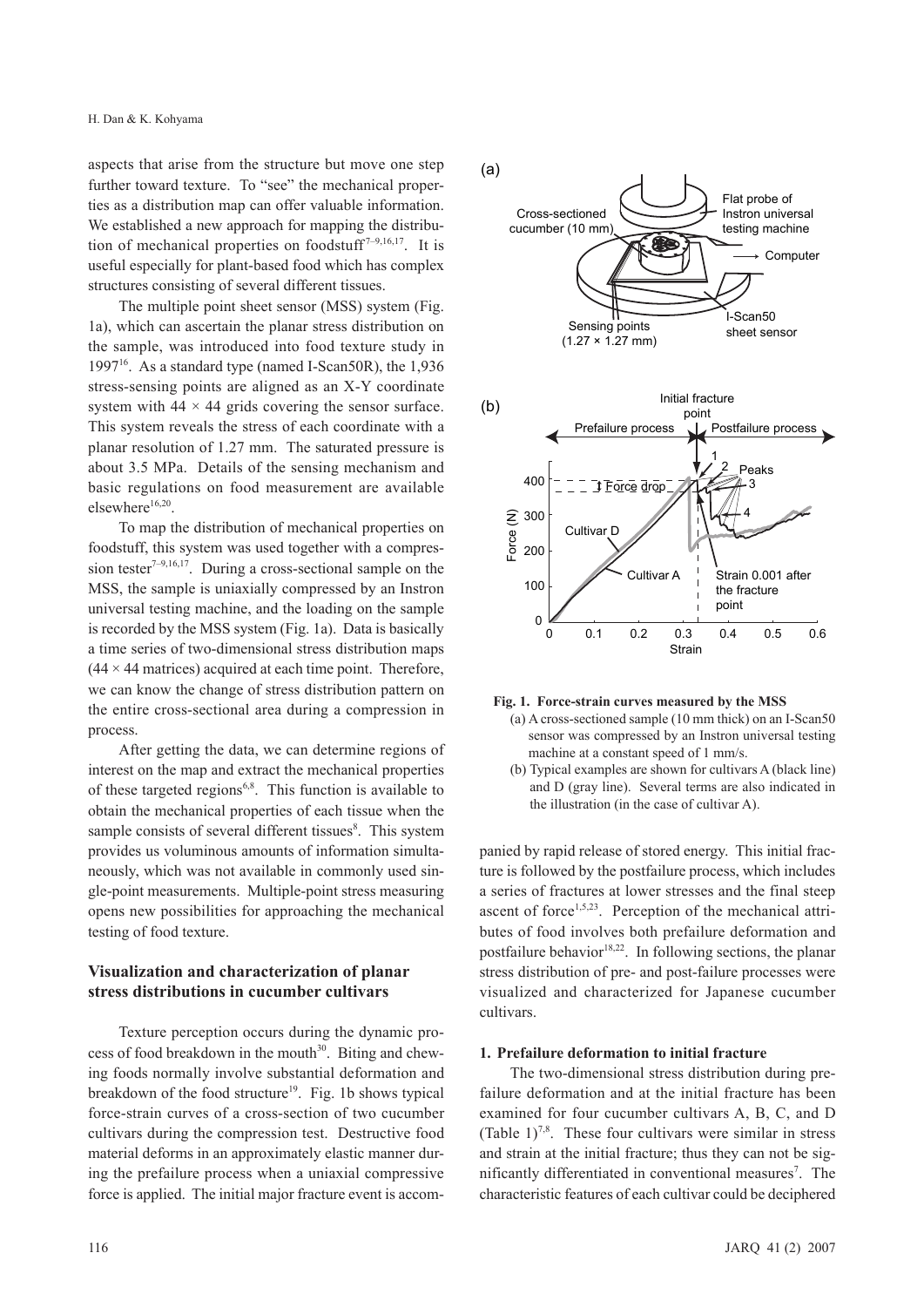aspects that arise from the structure but move one step further toward texture. To "see" the mechanical properties as a distribution map can offer valuable information. We established a new approach for mapping the distribution of mechanical properties on foodstuff[7–9,16,17]. It is useful especially for plant-based food which has complex structures consisting of several different tissues.

The multiple point sheet sensor (MSS) system (Fig. 1a), which can ascertain the planar stress distribution on the sample, was introduced into food texture study in 1997[16]. As a standard type (named I-Scan50R), the 1,936 stress-sensing points are aligned as an X-Y coordinate system with 44 × 44 grids covering the sensor surface. This system reveals the stress of each coordinate with a planar resolution of 1.27 mm. The saturated pressure is about 3.5 MPa. Details of the sensing mechanism and basic regulations on food measurement are available elsewhere[16,20].

To map the distribution of mechanical properties on foodstuff, this system was used together with a compression tester[7–9,16,17]. During a cross-sectional sample on the MSS, the sample is uniaxially compressed by an Instron universal testing machine, and the loading on the sample is recorded by the MSS system (Fig. 1a). Data is basically a time series of two-dimensional stress distribution maps (44 × 44 matrices) acquired at each time point. Therefore, we can know the change of stress distribution pattern on the entire cross-sectional area during a compression in process.

After getting the data, we can determine regions of interest on the map and extract the mechanical properties of these targeted regions[6,8]. This function is available to obtain the mechanical properties of each tissue when the sample consists of several different tissues[8]. This system provides us voluminous amounts of information simultaneously, which was not available in commonly used single-point measurements. Multiple-point stress measuring opens new possibilities for approaching the mechanical testing of food texture.

## Visualization and characterization of planar stress distributions in cucumber cultivars

Texture perception occurs during the dynamic process of food breakdown in the mouth[30]. Biting and chewing foods normally involve substantial deformation and breakdown of the food structure[19]. Fig. 1b shows typical force-strain curves of a cross-section of two cucumber cultivars during the compression test. Destructive food material deforms in an approximately elastic manner during the prefailure process when a uniaxial compressive force is applied. The initial major fracture event is accompanied by rapid release of stored energy. This initial fracture is followed by the postfailure process, which includes a series of fractures at lower stresses and the final steep ascent of force[1,5,23]. Perception of the mechanical attributes of food involves both prefailure deformation and postfailure behavior[18,22]. In following sections, the planar stress distribution of pre- and post-failure processes were visualized and characterized for Japanese cucumber cultivars.

**Fig. 1. Force-strain curves measured by the MSS**

(a) A cross-sectioned sample (10 mm thick) on an I-Scan50 sensor was compressed by an Instron universal testing machine at a constant speed of 1 mm/s.

(b) Typical examples are shown for cultivars A (black line) and D (gray line). Several terms are also indicated in the illustration (in the case of cultivar A).

### 1. Prefailure deformation to initial fracture

The two-dimensional stress distribution during prefailure deformation and at the initial fracture has been examined for four cucumber cultivars A, B, C, and D (Table 1)[7,8]. These four cultivars were similar in stress and strain at the initial fracture; thus they can not be significantly differentiated in conventional measures[7]. The characteristic features of each cultivar could be deciphered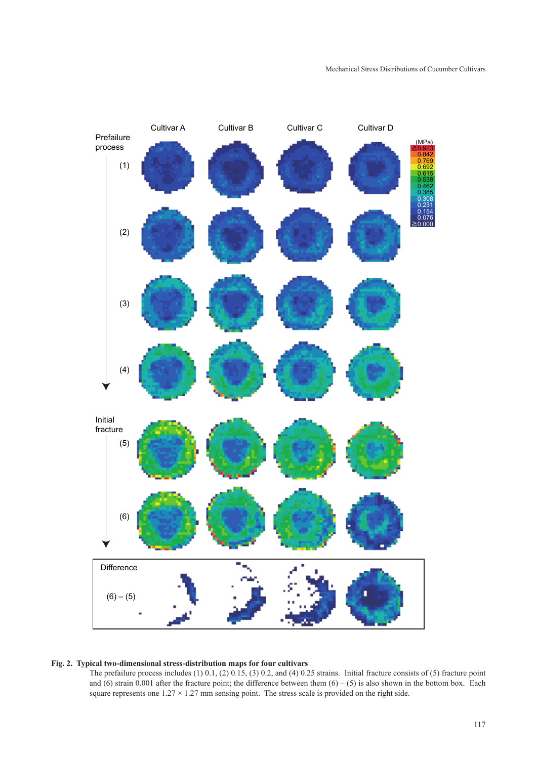**Fig. 2. Typical two-dimensional stress-distribution maps for four cultivars**

The prefailure process includes (1) 0.1, (2) 0.15, (3) 0.2, and (4) 0.25 strains. Initial fracture consists of (5) fracture point and (6) strain 0.001 after the fracture point; the difference between them (6) – (5) is also shown in the bottom box. Each square represents one 1.27 × 1.27 mm sensing point. The stress scale is provided on the right side.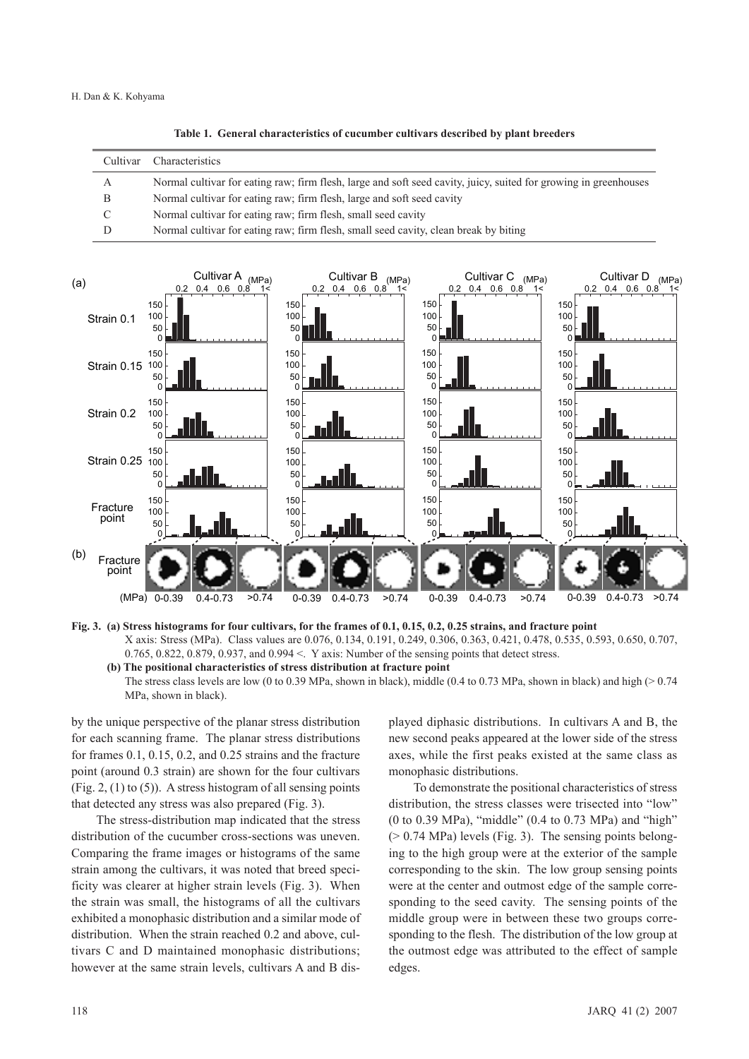**Table 1. General characteristics of cucumber cultivars described by plant breeders**

| Cultivar | Characteristics |
|---|---|
| A | Normal cultivar for eating raw; firm flesh, large and soft seed cavity, juicy, suited for growing in greenhouses |
| B | Normal cultivar for eating raw; firm flesh, large and soft seed cavity |
| C | Normal cultivar for eating raw; firm flesh, small seed cavity |
| D | Normal cultivar for eating raw; firm flesh, small seed cavity, clean break by biting |

**Fig. 3. (a) Stress histograms for four cultivars, for the frames of 0.1, 0.15, 0.2, 0.25 strains, and fracture point**

X axis: Stress (MPa). Class values are 0.076, 0.134, 0.191, 0.249, 0.306, 0.363, 0.421, 0.478, 0.535, 0.593, 0.650, 0.707, 0.765, 0.822, 0.879, 0.937, and 0.994 <. Y axis: Number of the sensing points that detect stress.

**(b) The positional characteristics of stress distribution at fracture point**

The stress class levels are low (0 to 0.39 MPa, shown in black), middle (0.4 to 0.73 MPa, shown in black) and high (> 0.74 MPa, shown in black).

by the unique perspective of the planar stress distribution for each scanning frame. The planar stress distributions for frames 0.1, 0.15, 0.2, and 0.25 strains and the fracture point (around 0.3 strain) are shown for the four cultivars (Fig. 2, (1) to (5)). A stress histogram of all sensing points that detected any stress was also prepared (Fig. 3).

The stress-distribution map indicated that the stress distribution of the cucumber cross-sections was uneven. Comparing the frame images or histograms of the same strain among the cultivars, it was noted that breed specificity was clearer at higher strain levels (Fig. 3). When the strain was small, the histograms of all the cultivars exhibited a monophasic distribution and a similar mode of distribution. When the strain reached 0.2 and above, cultivars C and D maintained monophasic distributions; however at the same strain levels, cultivars A and B displayed diphasic distributions. In cultivars A and B, the new second peaks appeared at the lower side of the stress axes, while the first peaks existed at the same class as monophasic distributions.

To demonstrate the positional characteristics of stress distribution, the stress classes were trisected into "low" (0 to 0.39 MPa), "middle" (0.4 to 0.73 MPa) and "high" (> 0.74 MPa) levels (Fig. 3). The sensing points belonging to the high group were at the exterior of the sample corresponding to the skin. The low group sensing points were at the center and outmost edge of the sample corresponding to the seed cavity. The sensing points of the middle group were in between these two groups corresponding to the flesh. The distribution of the low group at the outmost edge was attributed to the effect of sample edges.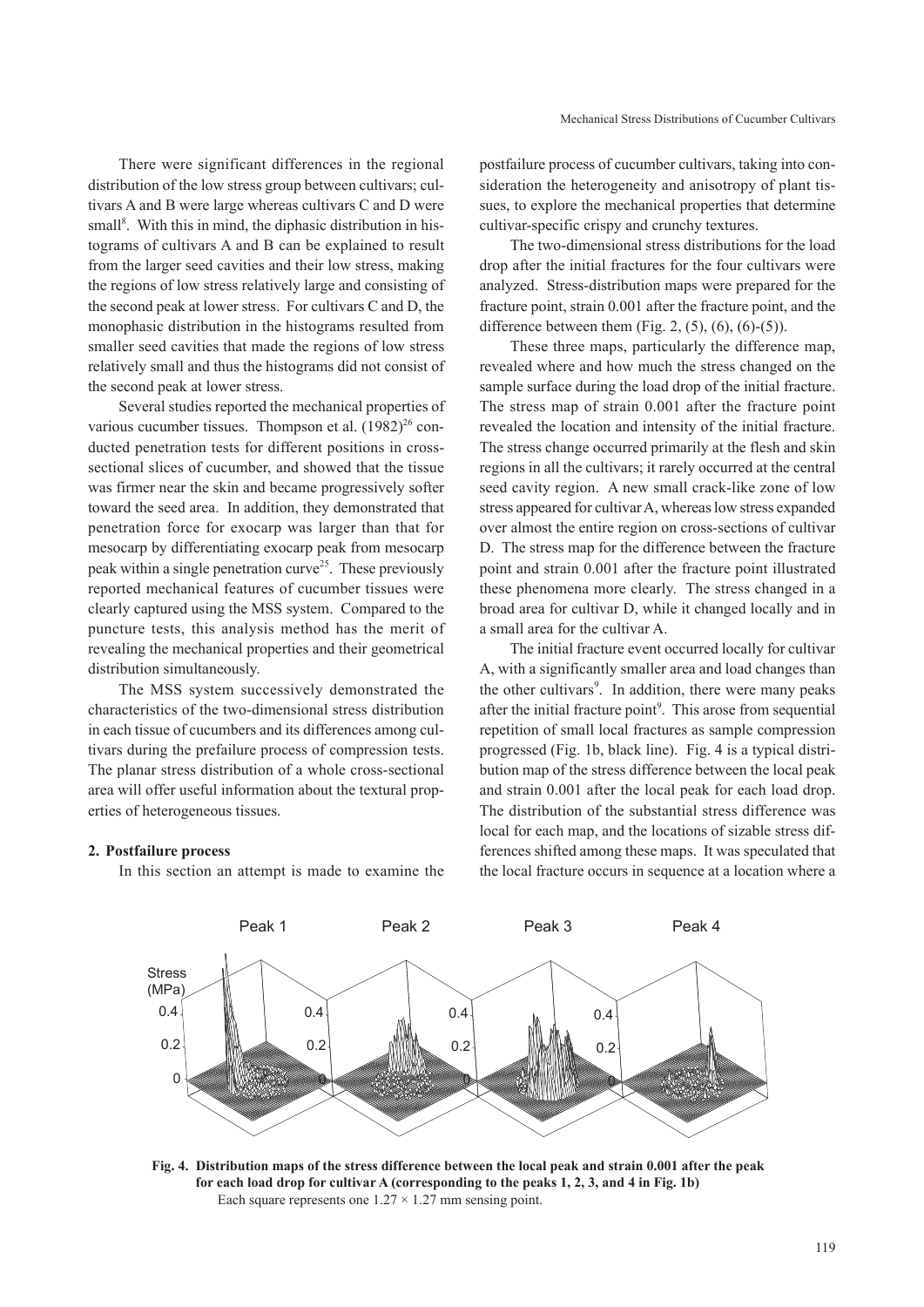There were significant differences in the regional distribution of the low stress group between cultivars; cultivars A and B were large whereas cultivars C and D were small[8]. With this in mind, the diphasic distribution in histograms of cultivars A and B can be explained to result from the larger seed cavities and their low stress, making the regions of low stress relatively large and consisting of the second peak at lower stress. For cultivars C and D, the monophasic distribution in the histograms resulted from smaller seed cavities that made the regions of low stress relatively small and thus the histograms did not consist of the second peak at lower stress.

Several studies reported the mechanical properties of various cucumber tissues. Thompson et al. (1982)[26] conducted penetration tests for different positions in cross-sectional slices of cucumber, and showed that the tissue was firmer near the skin and became progressively softer toward the seed area. In addition, they demonstrated that penetration force for exocarp was larger than that for mesocarp by differentiating exocarp peak from mesocarp peak within a single penetration curve[25]. These previously reported mechanical features of cucumber tissues were clearly captured using the MSS system. Compared to the puncture tests, this analysis method has the merit of revealing the mechanical properties and their geometrical distribution simultaneously.

The MSS system successively demonstrated the characteristics of the two-dimensional stress distribution in each tissue of cucumbers and its differences among cultivars during the prefailure process of compression tests. The planar stress distribution of a whole cross-sectional area will offer useful information about the textural properties of heterogeneous tissues.

## 2. Postfailure process

In this section an attempt is made to examine the postfailure process of cucumber cultivars, taking into consideration the heterogeneity and anisotropy of plant tissues, to explore the mechanical properties that determine cultivar-specific crispy and crunchy textures.

The two-dimensional stress distributions for the load drop after the initial fractures for the four cultivars were analyzed. Stress-distribution maps were prepared for the fracture point, strain 0.001 after the fracture point, and the difference between them (Fig. 2, (5), (6), (6)-(5)).

These three maps, particularly the difference map, revealed where and how much the stress changed on the sample surface during the load drop of the initial fracture. The stress map of strain 0.001 after the fracture point revealed the location and intensity of the initial fracture. The stress change occurred primarily at the flesh and skin regions in all the cultivars; it rarely occurred at the central seed cavity region. A new small crack-like zone of low stress appeared for cultivar A, whereas low stress expanded over almost the entire region on cross-sections of cultivar D. The stress map for the difference between the fracture point and strain 0.001 after the fracture point illustrated these phenomena more clearly. The stress changed in a broad area for cultivar D, while it changed locally and in a small area for the cultivar A.

The initial fracture event occurred locally for cultivar A, with a significantly smaller area and load changes than the other cultivars[9]. In addition, there were many peaks after the initial fracture point[9]. This arose from sequential repetition of small local fractures as sample compression progressed (Fig. 1b, black line). Fig. 4 is a typical distribution map of the stress difference between the local peak and strain 0.001 after the local peak for each load drop. The distribution of the substantial stress difference was local for each map, and the locations of sizable stress differences shifted among these maps. It was speculated that the local fracture occurs in sequence at a location where a

**Fig. 4. Distribution maps of the stress difference between the local peak and strain 0.001 after the peak for each load drop for cultivar A (corresponding to the peaks 1, 2, 3, and 4 in Fig. 1b)**
Each square represents one $1.27 \times 1.27$ mm sensing point.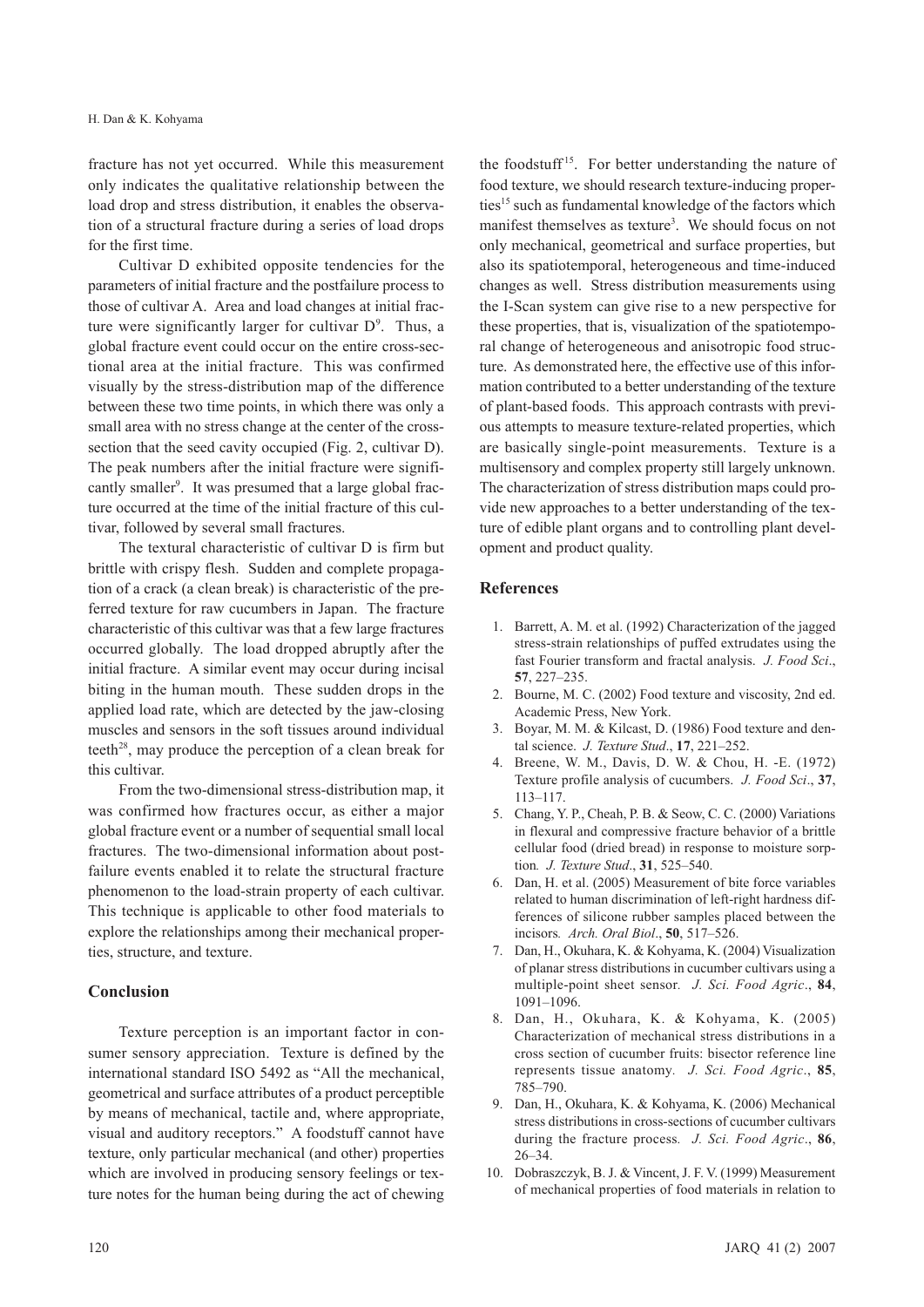fracture has not yet occurred. While this measurement only indicates the qualitative relationship between the load drop and stress distribution, it enables the observation of a structural fracture during a series of load drops for the first time.

Cultivar D exhibited opposite tendencies for the parameters of initial fracture and the postfailure process to those of cultivar A. Area and load changes at initial fracture were significantly larger for cultivar D[9]. Thus, a global fracture event could occur on the entire cross-sectional area at the initial fracture. This was confirmed visually by the stress-distribution map of the difference between these two time points, in which there was only a small area with no stress change at the center of the cross-section that the seed cavity occupied (Fig. 2, cultivar D). The peak numbers after the initial fracture were significantly smaller[9]. It was presumed that a large global fracture occurred at the time of the initial fracture of this cultivar, followed by several small fractures.

The textural characteristic of cultivar D is firm but brittle with crispy flesh. Sudden and complete propagation of a crack (a clean break) is characteristic of the preferred texture for raw cucumbers in Japan. The fracture characteristic of this cultivar was that a few large fractures occurred globally. The load dropped abruptly after the initial fracture. A similar event may occur during incisal biting in the human mouth. These sudden drops in the applied load rate, which are detected by the jaw-closing muscles and sensors in the soft tissues around individual teeth[28], may produce the perception of a clean break for this cultivar.

From the two-dimensional stress-distribution map, it was confirmed how fractures occur, as either a major global fracture event or a number of sequential small local fractures. The two-dimensional information about post-failure events enabled it to relate the structural fracture phenomenon to the load-strain property of each cultivar. This technique is applicable to other food materials to explore the relationships among their mechanical properties, structure, and texture.

## Conclusion

Texture perception is an important factor in consumer sensory appreciation. Texture is defined by the international standard ISO 5492 as "All the mechanical, geometrical and surface attributes of a product perceptible by means of mechanical, tactile and, where appropriate, visual and auditory receptors." A foodstuff cannot have texture, only particular mechanical (and other) properties which are involved in producing sensory feelings or texture notes for the human being during the act of chewing the foodstuff[15]. For better understanding the nature of food texture, we should research texture-inducing properties[15] such as fundamental knowledge of the factors which manifest themselves as texture[3]. We should focus on not only mechanical, geometrical and surface properties, but also its spatiotemporal, heterogeneous and time-induced changes as well. Stress distribution measurements using the I-Scan system can give rise to a new perspective for these properties, that is, visualization of the spatiotemporal change of heterogeneous and anisotropic food structure. As demonstrated here, the effective use of this information contributed to a better understanding of the texture of plant-based foods. This approach contrasts with previous attempts to measure texture-related properties, which are basically single-point measurements. Texture is a multisensory and complex property still largely unknown. The characterization of stress distribution maps could provide new approaches to a better understanding of the texture of edible plant organs and to controlling plant development and product quality.

## References

1. Barrett, A. M. et al. (1992) Characterization of the jagged stress-strain relationships of puffed extrudates using the fast Fourier transform and fractal analysis. *J. Food Sci*., **57**, 227–235.
2. Bourne, M. C. (2002) Food texture and viscosity, 2nd ed. Academic Press, New York.
3. Boyar, M. M. & Kilcast, D. (1986) Food texture and dental science. *J. Texture Stud*., **17**, 221–252.
4. Breene, W. M., Davis, D. W. & Chou, H. -E. (1972) Texture profile analysis of cucumbers. *J. Food Sci*., **37**, 113–117.
5. Chang, Y. P., Cheah, P. B. & Seow, C. C. (2000) Variations in flexural and compressive fracture behavior of a brittle cellular food (dried bread) in response to moisture sorption. *J. Texture Stud*., **31**, 525–540.
6. Dan, H. et al. (2005) Measurement of bite force variables related to human discrimination of left-right hardness differences of silicone rubber samples placed between the incisors. *Arch. Oral Biol*., **50**, 517–526.
7. Dan, H., Okuhara, K. & Kohyama, K. (2004) Visualization of planar stress distributions in cucumber cultivars using a multiple-point sheet sensor. *J. Sci. Food Agric*., **84**, 1091–1096.
8. Dan, H., Okuhara, K. & Kohyama, K. (2005) Characterization of mechanical stress distributions in a cross section of cucumber fruits: bisector reference line represents tissue anatomy. *J. Sci. Food Agric*., **85**, 785–790.
9. Dan, H., Okuhara, K. & Kohyama, K. (2006) Mechanical stress distributions in cross-sections of cucumber cultivars during the fracture process. *J. Sci. Food Agric*., **86**, 26–34.
10. Dobraszczyk, B. J. & Vincent, J. F. V. (1999) Measurement of mechanical properties of food materials in relation to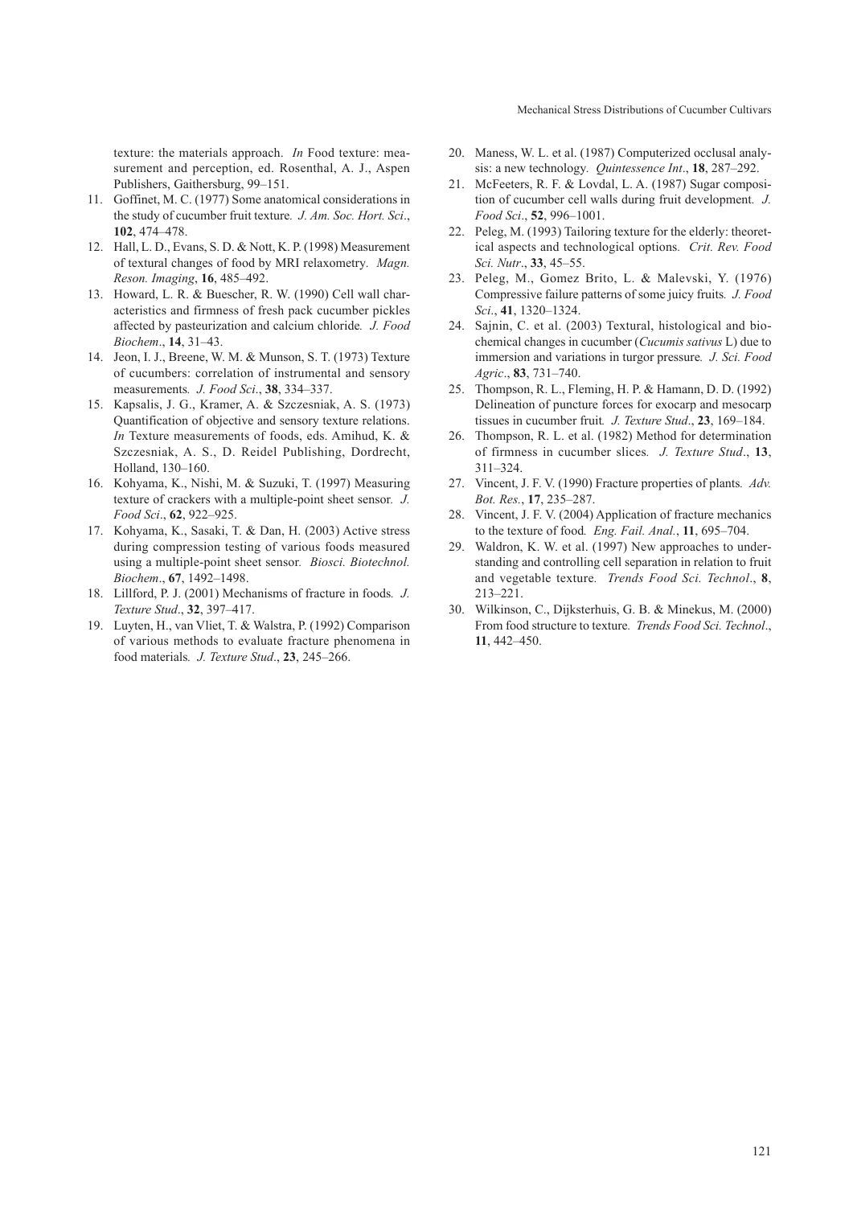texture: the materials approach. *In* Food texture: measurement and perception, ed. Rosenthal, A. J., Aspen Publishers, Gaithersburg, 99–151.

11. Goffinet, M. C. (1977) Some anatomical considerations in the study of cucumber fruit texture. *J. Am. Soc. Hort. Sci*., **102**, 474–478.
12. Hall, L. D., Evans, S. D. & Nott, K. P. (1998) Measurement of textural changes of food by MRI relaxometry. *Magn. Reson. Imaging*, **16**, 485–492.
13. Howard, L. R. & Buescher, R. W. (1990) Cell wall characteristics and firmness of fresh pack cucumber pickles affected by pasteurization and calcium chloride. *J. Food Biochem*., **14**, 31–43.
14. Jeon, I. J., Breene, W. M. & Munson, S. T. (1973) Texture of cucumbers: correlation of instrumental and sensory measurements. *J. Food Sci*., **38**, 334–337.
15. Kapsalis, J. G., Kramer, A. & Szczesniak, A. S. (1973) Quantification of objective and sensory texture relations. *In* Texture measurements of foods, eds. Amihud, K. & Szczesniak, A. S., D. Reidel Publishing, Dordrecht, Holland, 130–160.
16. Kohyama, K., Nishi, M. & Suzuki, T. (1997) Measuring texture of crackers with a multiple-point sheet sensor. *J. Food Sci*., **62**, 922–925.
17. Kohyama, K., Sasaki, T. & Dan, H. (2003) Active stress during compression testing of various foods measured using a multiple-point sheet sensor. *Biosci. Biotechnol. Biochem*., **67**, 1492–1498.
18. Lillford, P. J. (2001) Mechanisms of fracture in foods. *J. Texture Stud*., **32**, 397–417.
19. Luyten, H., van Vliet, T. & Walstra, P. (1992) Comparison of various methods to evaluate fracture phenomena in food materials. *J. Texture Stud*., **23**, 245–266.
20. Maness, W. L. et al. (1987) Computerized occlusal analysis: a new technology. *Quintessence Int*., **18**, 287–292.
21. McFeeters, R. F. & Lovdal, L. A. (1987) Sugar composition of cucumber cell walls during fruit development. *J. Food Sci*., **52**, 996–1001.
22. Peleg, M. (1993) Tailoring texture for the elderly: theoretical aspects and technological options. *Crit. Rev. Food Sci. Nutr*., **33**, 45–55.
23. Peleg, M., Gomez Brito, L. & Malevski, Y. (1976) Compressive failure patterns of some juicy fruits. *J. Food Sci*., **41**, 1320–1324.
24. Sajnin, C. et al. (2003) Textural, histological and biochemical changes in cucumber (*Cucumis sativus* L) due to immersion and variations in turgor pressure. *J. Sci. Food Agric*., **83**, 731–740.
25. Thompson, R. L., Fleming, H. P. & Hamann, D. D. (1992) Delineation of puncture forces for exocarp and mesocarp tissues in cucumber fruit. *J. Texture Stud*., **23**, 169–184.
26. Thompson, R. L. et al. (1982) Method for determination of firmness in cucumber slices. *J. Texture Stud*., **13**, 311–324.
27. Vincent, J. F. V. (1990) Fracture properties of plants. *Adv. Bot. Res.*, **17**, 235–287.
28. Vincent, J. F. V. (2004) Application of fracture mechanics to the texture of food. *Eng. Fail. Anal.*, **11**, 695–704.
29. Waldron, K. W. et al. (1997) New approaches to understanding and controlling cell separation in relation to fruit and vegetable texture. *Trends Food Sci. Technol*., **8**, 213–221.
30. Wilkinson, C., Dijksterhuis, G. B. & Minekus, M. (2000) From food structure to texture. *Trends Food Sci. Technol*., **11**, 442–450.